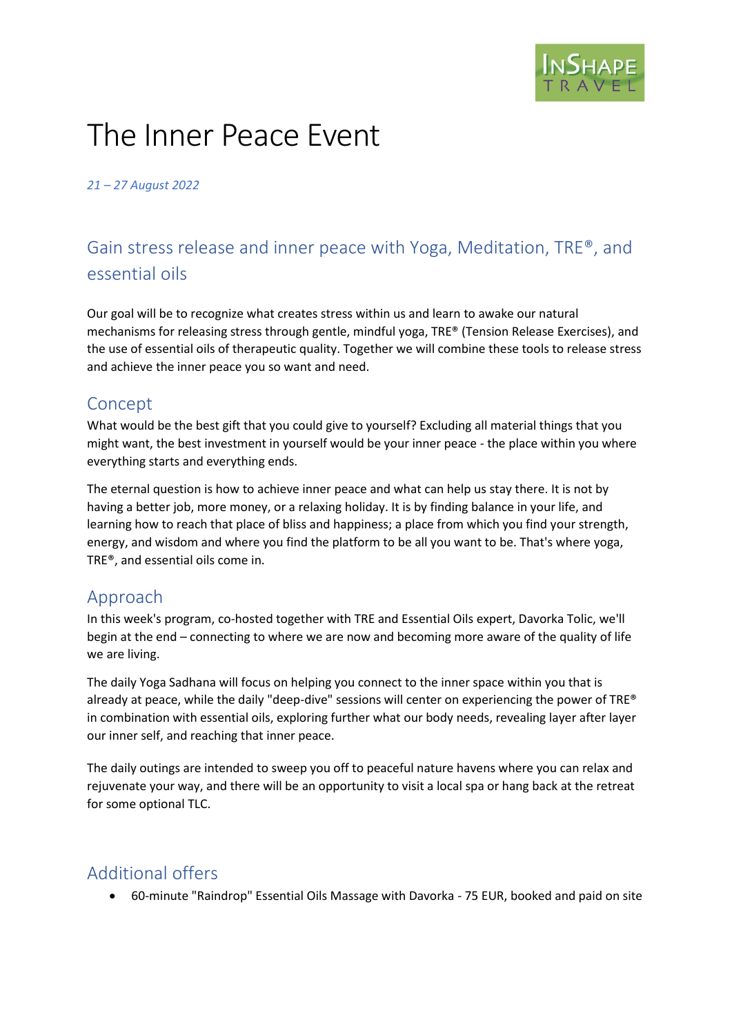# The Inner Peace Event

*21 – 27 August 2022*

## Gain stress release and inner peace with Yoga, Meditation, TRE®, and essential oils

Our goal will be to recognize what creates stress within us and learn to awake our natural mechanisms for releasing stress through gentle, mindful yoga, TRE® (Tension Release Exercises), and the use of essential oils of therapeutic quality. Together we will combine these tools to release stress and achieve the inner peace you so want and need.

### Concept

What would be the best gift that you could give to yourself? Excluding all material things that you might want, the best investment in yourself would be your inner peace - the place within you where everything starts and everything ends.

The eternal question is how to achieve inner peace and what can help us stay there. It is not by having a better job, more money, or a relaxing holiday. It is by finding balance in your life, and learning how to reach that place of bliss and happiness; a place from which you find your strength, energy, and wisdom and where you find the platform to be all you want to be. That's where yoga, TRE®, and essential oils come in.

### Approach

In this week's program, co-hosted together with TRE and Essential Oils expert, Davorka Tolic, we'll begin at the end – connecting to where we are now and becoming more aware of the quality of life we are living.

The daily Yoga Sadhana will focus on helping you connect to the inner space within you that is already at peace, while the daily "deep-dive" sessions will center on experiencing the power of TRE® in combination with essential oils, exploring further what our body needs, revealing layer after layer our inner self, and reaching that inner peace.

The daily outings are intended to sweep you off to peaceful nature havens where you can relax and rejuvenate your way, and there will be an opportunity to visit a local spa or hang back at the retreat for some optional TLC.

### Additional offers

- 60-minute "Raindrop" Essential Oils Massage with Davorka - 75 EUR, booked and paid on site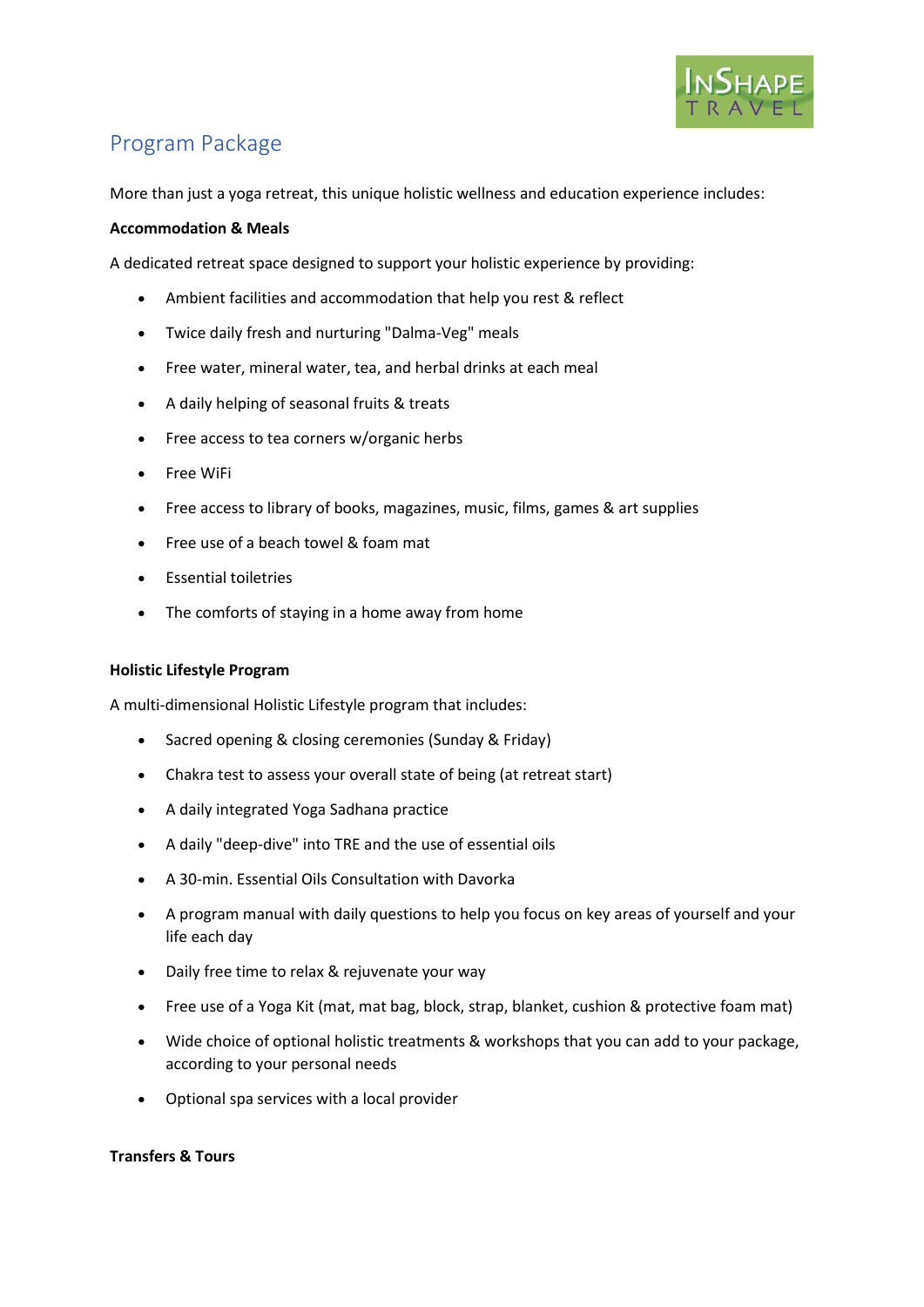## Program Package

More than just a yoga retreat, this unique holistic wellness and education experience includes:

**Accommodation & Meals**

A dedicated retreat space designed to support your holistic experience by providing:

- Ambient facilities and accommodation that help you rest & reflect
- Twice daily fresh and nurturing "Dalma-Veg" meals
- Free water, mineral water, tea, and herbal drinks at each meal
- A daily helping of seasonal fruits & treats
- Free access to tea corners w/organic herbs
- Free WiFi
- Free access to library of books, magazines, music, films, games & art supplies
- Free use of a beach towel & foam mat
- Essential toiletries
- The comforts of staying in a home away from home

**Holistic Lifestyle Program**

A multi-dimensional Holistic Lifestyle program that includes:

- Sacred opening & closing ceremonies (Sunday & Friday)
- Chakra test to assess your overall state of being (at retreat start)
- A daily integrated Yoga Sadhana practice
- A daily "deep-dive" into TRE and the use of essential oils
- A 30-min. Essential Oils Consultation with Davorka
- A program manual with daily questions to help you focus on key areas of yourself and your life each day
- Daily free time to relax & rejuvenate your way
- Free use of a Yoga Kit (mat, mat bag, block, strap, blanket, cushion & protective foam mat)
- Wide choice of optional holistic treatments & workshops that you can add to your package, according to your personal needs
- Optional spa services with a local provider

**Transfers & Tours**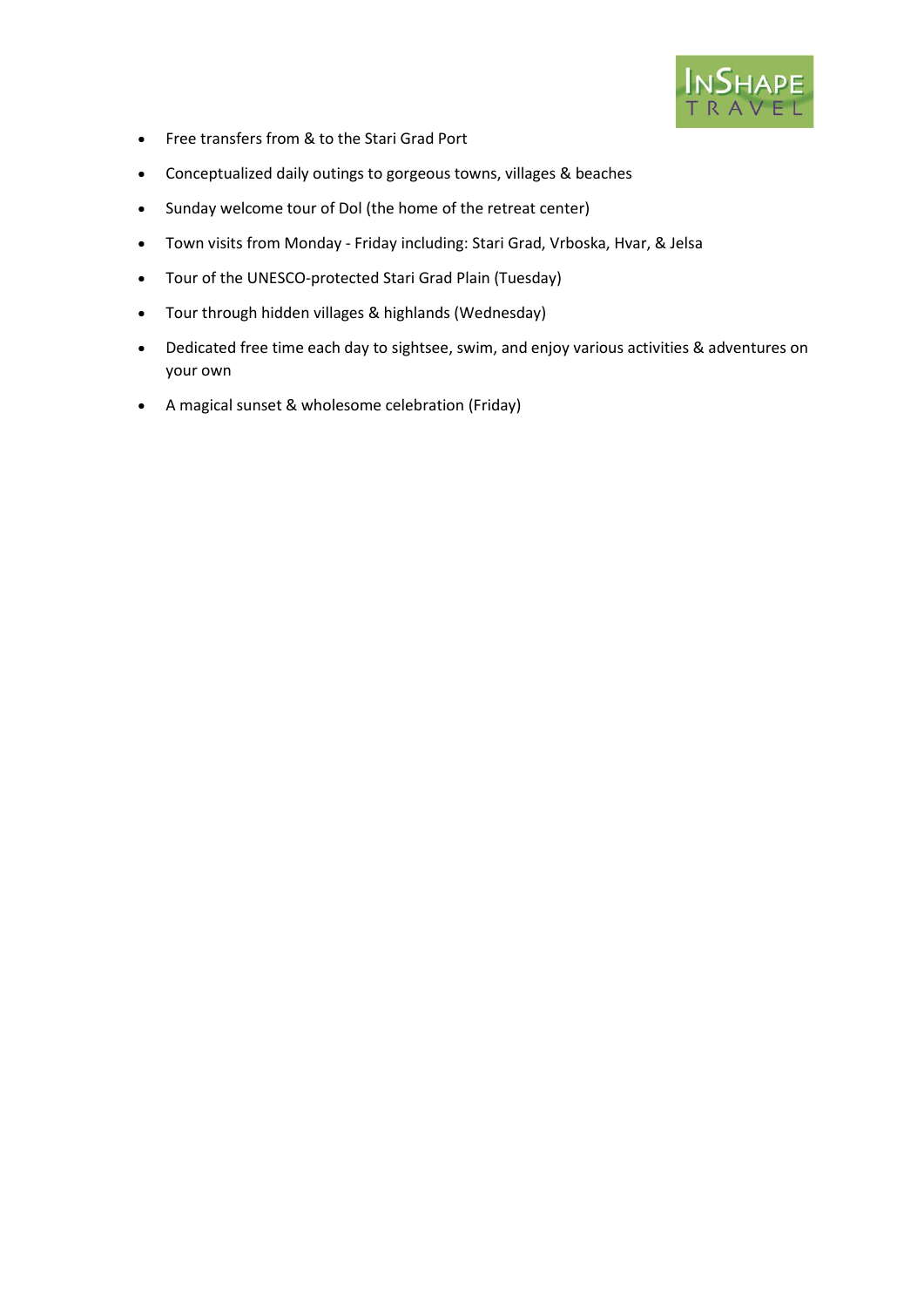- Free transfers from & to the Stari Grad Port
- Conceptualized daily outings to gorgeous towns, villages & beaches
- Sunday welcome tour of Dol (the home of the retreat center)
- Town visits from Monday - Friday including: Stari Grad, Vrboska, Hvar, & Jelsa
- Tour of the UNESCO-protected Stari Grad Plain (Tuesday)
- Tour through hidden villages & highlands (Wednesday)
- Dedicated free time each day to sightsee, swim, and enjoy various activities & adventures on your own
- A magical sunset & wholesome celebration (Friday)